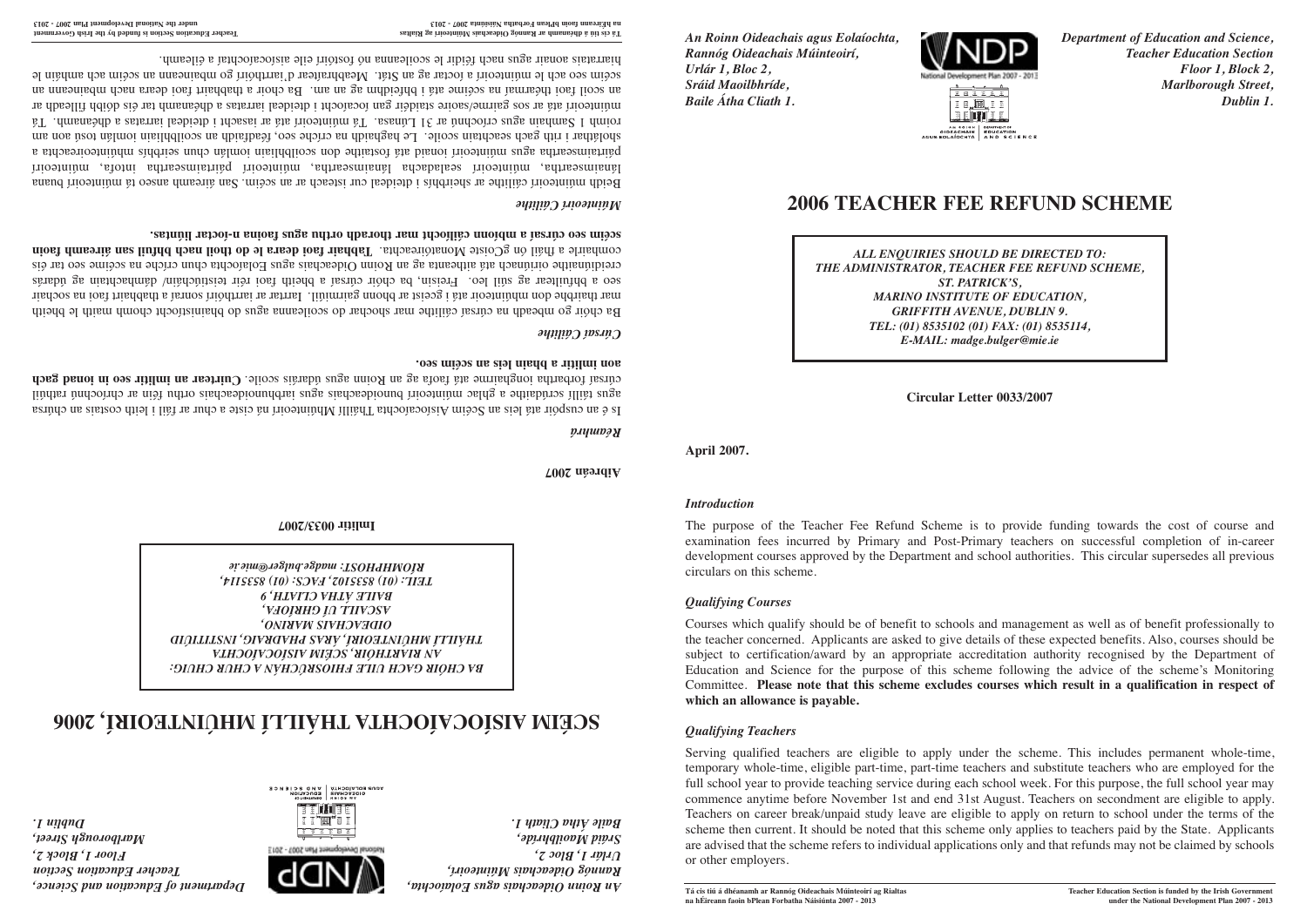*An Roinn Oideachais agus Eolaíochta,*
*Rannóg Oideachais Múinteoirí,*
*Urlár 1, Bloc 2,*
*Sráid Maoilbhríde,*
*Baile Átha Cliath 1.*

*Department of Education and Science,*
*Teacher Education Section*
*Floor 1, Block 2,*
*Marlborough Street,*
*Dublin 1.*

# 2006 TEACHER FEE REFUND SCHEME

***ALL ENQUIRIES SHOULD BE DIRECTED TO:***
***THE ADMINISTRATOR, TEACHER FEE REFUND SCHEME,***
***ST. PATRICK'S,***
***MARINO INSTITUTE OF EDUCATION,***
***GRIFFITH AVENUE, DUBLIN 9.***
***TEL: (01) 8535102 (01) FAX: (01) 8535114,***
***E-MAIL: madge.bulger@mie.ie***

**Circular Letter 0033/2007**

**April 2007.**

### *Introduction*

The purpose of the Teacher Fee Refund Scheme is to provide funding towards the cost of course and examination fees incurred by Primary and Post-Primary teachers on successful completion of in-career development courses approved by the Department and school authorities. This circular supersedes all previous circulars on this scheme.

### *Qualifying Courses*

Courses which qualify should be of benefit to schools and management as well as of benefit professionally to the teacher concerned. Applicants are asked to give details of these expected benefits. Also, courses should be subject to certification/award by an appropriate accreditation authority recognised by the Department of Education and Science for the purpose of this scheme following the advice of the scheme's Monitoring Committee. **Please note that this scheme excludes courses which result in a qualification in respect of which an allowance is payable.**

### *Qualifying Teachers*

Serving qualified teachers are eligible to apply under the scheme. This includes permanent whole-time, temporary whole-time, eligible part-time, part-time teachers and substitute teachers who are employed for the full school year to provide teaching service during each school week. For this purpose, the full school year may commence anytime before November 1st and end 31st August. Teachers on secondment are eligible to apply. Teachers on career break/unpaid study leave are eligible to apply on return to school under the terms of the scheme then current. It should be noted that this scheme only applies to teachers paid by the State. Applicants are advised that the scheme refers to individual applications only and that refunds may not be claimed by schools or other employers.

---

*An Roinn Oideachais agus Eolaíochta,*
*Rannóg Oideachais Múinteoirí,*
*Urlár 1, Bloc 2,*
*Sráid Maoilbhríde,*
*Baile Átha Cliath 1.*

*Department of Education and Science,*
*Teacher Education Section*
*Floor 1, Block 2,*
*Marlborough Street,*
*Dublin 1.*

# SCÉIM AISÍOCAÍOCHTA THÁILLÍ MHÚINTEOIRÍ, 2006

***BA CHÓIR GACH UILE FHIOSRÚCHÁN A CHUR CHUIG:***
***AN RIARTHÓIR, SCÉIM AISÍOCAÍOCHTA***
***THÁILLÍ MHÚINTEOIRÍ, ÁRAS PHADRAIG, INSTITIÚID***
***OIDEACHAIS MARINO,***
***ASCAILL UÍ GHRÍOFA,***
***BAILE ÁTHA CLIATH 9***
***TEIL: (01) 8535102, FACS: (01) 8535114,***
***RÍOMHPHOST: madge.bulger@mie.ie***

**Imlitir 0033/2007**

**Aibreán 2007**

### *Réamhrá*

Is é an cuspóir atá leis an Scéim Aisíocaíochta Tháillí Mhúinteoirí ná ciste a chur ar fáil i leith costais an chúrsa agus táillí scrúdaithe a ghlac múinteoirí bunoideachais agus iarbhunoideachais orthu féin ar chríochnú rathúil cúrsaí forbartha ionghairme atá faofa ag an Roinn agus údarás scoile. **Cuirtear an imlitir seo in ionad gach aon imlitir a bhain leis an scéim seo.**

### *Cúrsaí Cáilithe*

Ba chóir go mbeadh na cúrsaí cáilithe mar shochar do scoileanna agus do bhainistíocht chomh maith le bheith mar thairbhe don mhúinteoir atá i gceist ar bhonn gairmiúil. Iarrtar ar iarrthóirí sonraí a thabhairt faoi na sochair seo a bhfuiltear ag súil leo. Freisin, ba chóir cúrsaí a bheith faoi réir teistiúcháin/ dámhachtain ag údarás creidiúnaithe oiriúnach atá aitheanta ag an Roinn Oideachais agus Eolaíochta chun críche na scéime seo tar éis comhairle a fháil ón gCoiste Monatóireachta. **Tabhair faoi deara le do thoil nach bhfuil san áireamh faoin scéim seo cúrsaí a mbíonn cáilíocht mar thoradh orthu agus faoina n-íoctar liúntas.**

### *Múinteoirí Cáilithe*

Beidh múinteoirí cáilithe ar sheirbhís i dteideal cur isteach ar an scéim. San áireamh anseo tá múinteoirí buana lánaimseartha, múinteoirí sealadacha lánaimseartha, múinteoirí páirtaimseartha intofa, múinteoirí páirtaimseartha agus múinteoirí ionaid atá fostaithe don scoilbhliain iomlán chun seirbhís mhúinteoireachta a sholáthar i rith gach seachtain scoile. Le haghaidh na críche seo, féadfaidh an scoilbhliain iomlán tosú aon am roimh 1 Samhain agus críochnú ar 31 Lúnasa. Tá múinteoirí atá ar iasacht i dteideal iarratas a dhéanamh. Tá múinteoirí atá ar sos gairme/saoire staidéir gan íocaíocht i dteideal iarratas a dhéanamh tar éis dóibh filleadh ar an scoil faoi théarmaí na scéime atá i bhfeidhm ag an am. Ba chóir a thabhairt faoi deara nach mbaineann an scéim seo ach le múinteoirí a íoctar ag an Stát. Meabhraítear d'iarrthóirí go mbaineann an scéim ach amháin le hiarratais aonair agus nach féidir le scoileanna nó fostóirí eile aisíocaíochtaí a éileamh.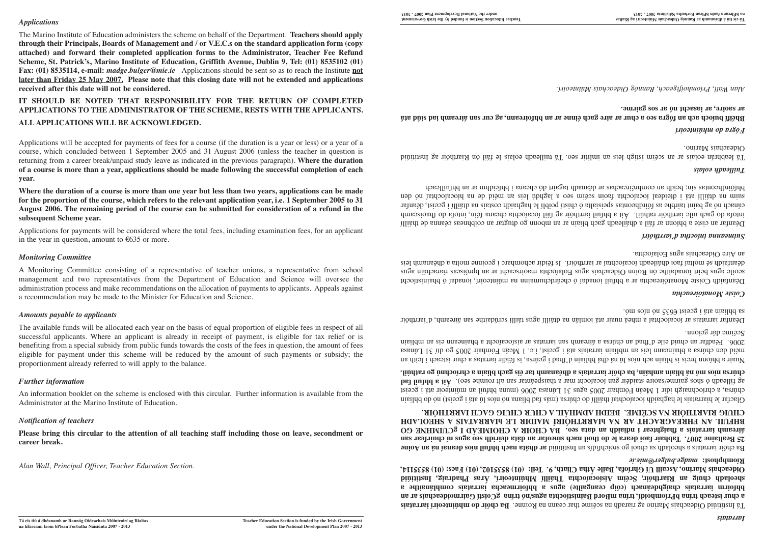*Applications*

The Marino Institute of Education administers the scheme on behalf of the Department. **Teachers should apply through their Principals, Boards of Management and / or V.E.C.s on the standard application form (copy attached) and forward their completed application forms to the Administrator, Teacher Fee Refund Scheme, St. Patrick's, Marino Institute of Education, Griffith Avenue, Dublin 9, Tel: (01) 8535102 (01) Fax: (01) 8535114, e-mail: *madge.bulger@mie.ie*** Applications should be sent so as to reach the Institute **<u>not later than Friday 25 May 2007.</u> Please note that this closing date will not be extended and applications received after this date will not be considered.**

**IT SHOULD BE NOTED THAT RESPONSIBILITY FOR THE RETURN OF COMPLETED APPLICATIONS TO THE ADMINISTRATOR OF THE SCHEME, RESTS WITH THE APPLICANTS.**

**ALL APPLICATIONS WILL BE ACKNOWLEDGED.**

Applications will be accepted for payments of fees for a course (if the duration is a year or less) or a year of a course, which concluded between 1 September 2005 and 31 August 2006 (unless the teacher in question is returning from a career break/unpaid study leave as indicated in the previous paragraph). **Where the duration of a course is more than a year, applications should be made following the successful completion of each year.**

**Where the duration of a course is more than one year but less than two years, applications can be made for the proportion of the course, which refers to the relevant application year, i.e. 1 September 2005 to 31 August 2006. The remaining period of the course can be submitted for consideration of a refund in the subsequent Scheme year.**

Applications for payments will be considered where the total fees, including examination fees, for an applicant in the year in question, amount to €635 or more.

*Monitoring Committee*

A Monitoring Committee consisting of a representative of teacher unions, a representative from school management and two representatives from the Department of Education and Science will oversee the administration process and make recommendations on the allocation of payments to applicants. Appeals against a recommendation may be made to the Minister for Education and Science.

*Amounts payable to applicants*

The available funds will be allocated each year on the basis of equal proportion of eligible fees in respect of all successful applicants. Where an applicant is already in receipt of payment, is eligible for tax relief or is benefiting from a special subsidy from public funds towards the costs of the fees in question, the amount of fees eligible for payment under this scheme will be reduced by the amount of such payments or subsidy; the proportionment already referred to will apply to the balance.

*Further information*

An information booklet on the scheme is enclosed with this circular. Further information is available from the Administrator at the Marino Institute of Education.

*Notification of teachers*

**Please bring this circular to the attention of all teaching staff including those on leave, secondment or career break.**

*Alan Wall, Principal Officer, Teacher Education Section.*

*Iarratais*

Tá Institiúid Oideachais Marino ag riaradh na scéime thar ceann na Roinne. **Ba chóir do mhúinteoirí iarratais a chur isteach trína bPríomhoidí, trína mBord Bainistíochta agus/nó trína gCoistí Gairmoideachais ar an bhfoirm iarratais chaighdeánach (cóip ceangailte) agus a bhfoirmeacha iarratais comhlánaithe a sheoladh chuig an Riarthóir, Scéim Aisíocaíochta Tháillí Múinteoirí, Áras Phadraig, Institiúid Oideachais Marino, Ascaill Uí Ghríofa, Baile Átha Cliath, 9. Teil: (01) 8535102, (01) Facs: (01) 8535114, Ríomhphost: *madge.bulger@mie.ie*** Ba chóir iarratais a sheoladh sa chaoi go sroichfidís an Institiúid **ar dháta nach bhfuil níos deanaí ná an Aoine 25 Bealtaine 2007. Tabhair faoi deara le do thoil nach síneofar an dáta deiridh seo agus ní chuirfear san áireamh iarratais a fhaightear i ndiaidh an dáta seo. BA CHÓIR A CHOIMEÁD I gCUIMHNE GO BHFUIL AN FHREAGRACHT AR NA hIARRTHÓIRÍ MAIDIR LE hIARRATAIS A SHEOLADH CHUIG RIARTHÓIR NA SCÉIME. BEIDH ADMHÁIL A CHUR CHUIG GACH IARRTHÓIR.**

Glacfar le hiarratais le haghaidh íocaíochtaí tháillí do chúrsa (más fad bliana nó níos lú atá i gceist) nó do bhliain chúrsa, a chríochnaigh idir 1 Meán Fómhair 2005 agus 31 Lúnasa 2006 (muna bhfuil an múinteoir atá i gceist ag filleadh ó shos gairme/saoire staidéir gan íocaíocht mar a thaispeántar san alt roimhe seo). **Áit a bhfuil fad chúrsa níos mó ná bliain amháin, ba chóir iarratais a dhéanamh tar éis gach bliain a chríochnú go rathúil.**

Nuair a bhíonn breis is bliain ach níos lú ná dhá bhliain d'fhad i gcúrsa, is féidir iarratas a chur isteach i leith an méid den chúrsa a bhaineann leis an mbliain iarratais atá i gceist, i.e. 1 Meán Fómhair 2005 go dtí 31 Lúnasa 2006. Féadfar an chuid eile d'fhad an chúrsa a áireamh san iarratas ar aisíocaíocht a bhaineann eis an mbliain Scéime dár gcionn.

Déanfar iarratais ar íocaíochtaí a mheá nuair atá iomlán na dtáillí agus táillí scrúdaithe san áireamh, d'iarrthóir sa bhliain atá i gceist €635 nó níos mó.

*Coiste Monatóireachta*

Déanfaidh Coiste Monatóireachta a bhfuil ionadaí ó cheárdchumainn na múinteoirí, ionadaí ó bhainistíocht scoile agus beirt ionadaithe ón Roinn Oideachais agus Eolaíochta maoirseacht ar an bpróiseas riaracháin agus déanfaidh sé moltaí faoi dháileadh íocaíochtaí ar iarrthóirí. Is féidir achomharc i gcoinne molta a dhéanamh leis an Aire Oideachais agus Eolaíochta.

*Suimeanna iníoctha d'iarrthóirí*

Déanfar an ciste a bhíonn ar fáil a dháileadh gach bliain ar an mbonn go dtugtar an coibhneas céanna de tháillí intofa do gach uile iarrthóir rathúil. Áit a bhfuil iarrthóir ag fáil íocaíochta cheana féin, intofa do thaoiseamh cánach nó ag baint tairbhe as fóirdheontas speisialta ó chistí poiblí le haghaidh costais na dtáillí i gceist, déanfar suim na dtáillí atá i dteideal íocaíochta faoin scéim seo a laghdú leis an méid de na híocaíochtaí nó den bhfóirdheontas sin; beidh an comhréireachas ar déanadh tagairt dó cheana i bhfeidhm ar an bhfuílleach.

*Tuilleadh eolais*

Tá leabhrán eolais ar an scéim istigh leis an imlitir seo. Tá tuilleadh eolais le fáil ón Riarthóir ag Institiúid Oideachais Marino.

*Fógra do mhúinteoirí*

**Bheinn buíoch ach an fógra seo a chur ar aire gach éinne ar an bhfoireann, ag cur san áireamh iad siúd atá ar saoire, ar iasacht nó ar sos gairme.**

*Alan Wall, Príomhoifigeach, Rannóg Oideachais Múinteoirí.*